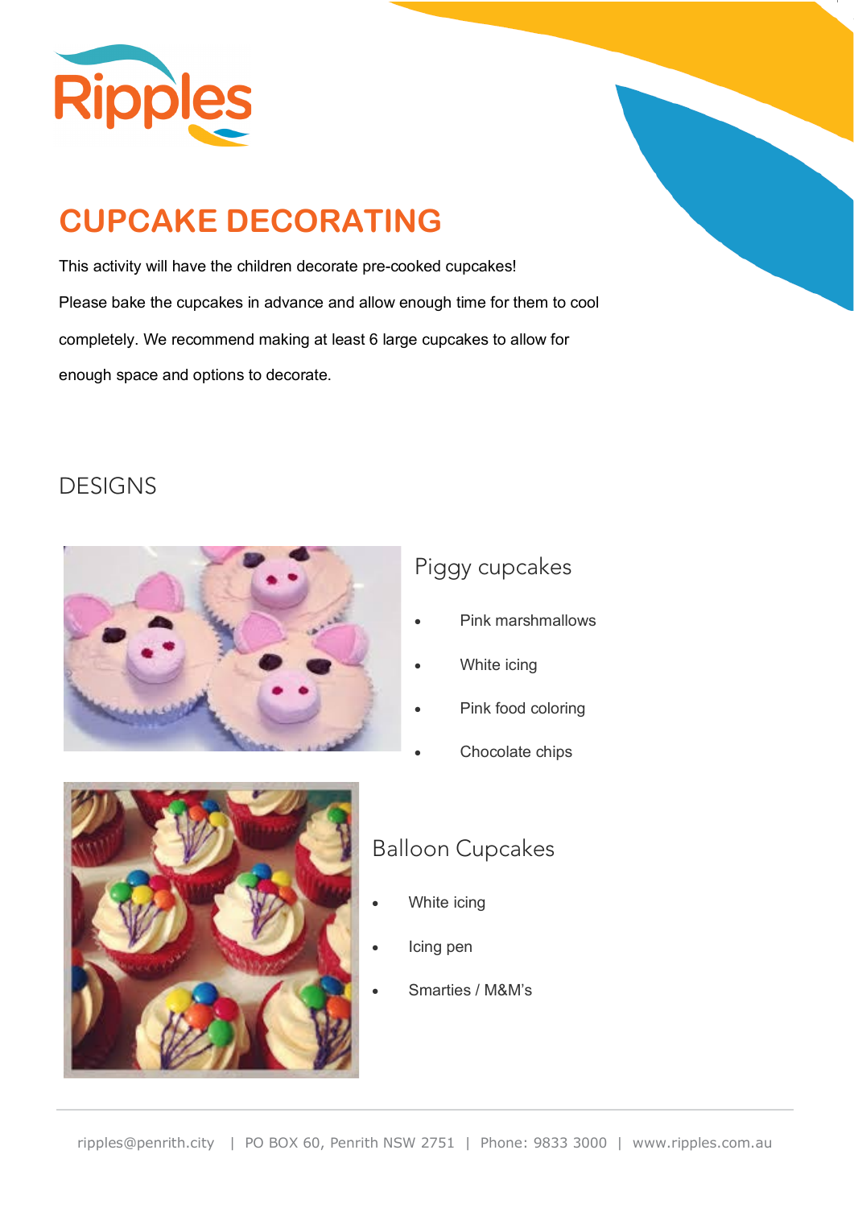# CUPCAKE DECORATING

This activity will have the children decorate pre-cooked cupcakes!

Please bake the cupcakes in advance and allow enough time for them to cool completely. We recommend making at least 6 large cupcakes to allow for enough space and options to decorate.

## DESIGNS

### Piggy cupcakes

- Pink marshmallows
- White icing
- Pink food coloring
- Chocolate chips

### Balloon Cupcakes

- White icing
- Icing pen
- Smarties / M&M's

ripples@penrith.city | PO BOX 60, Penrith NSW 2751 | Phone: 9833 3000 | www.ripples.com.au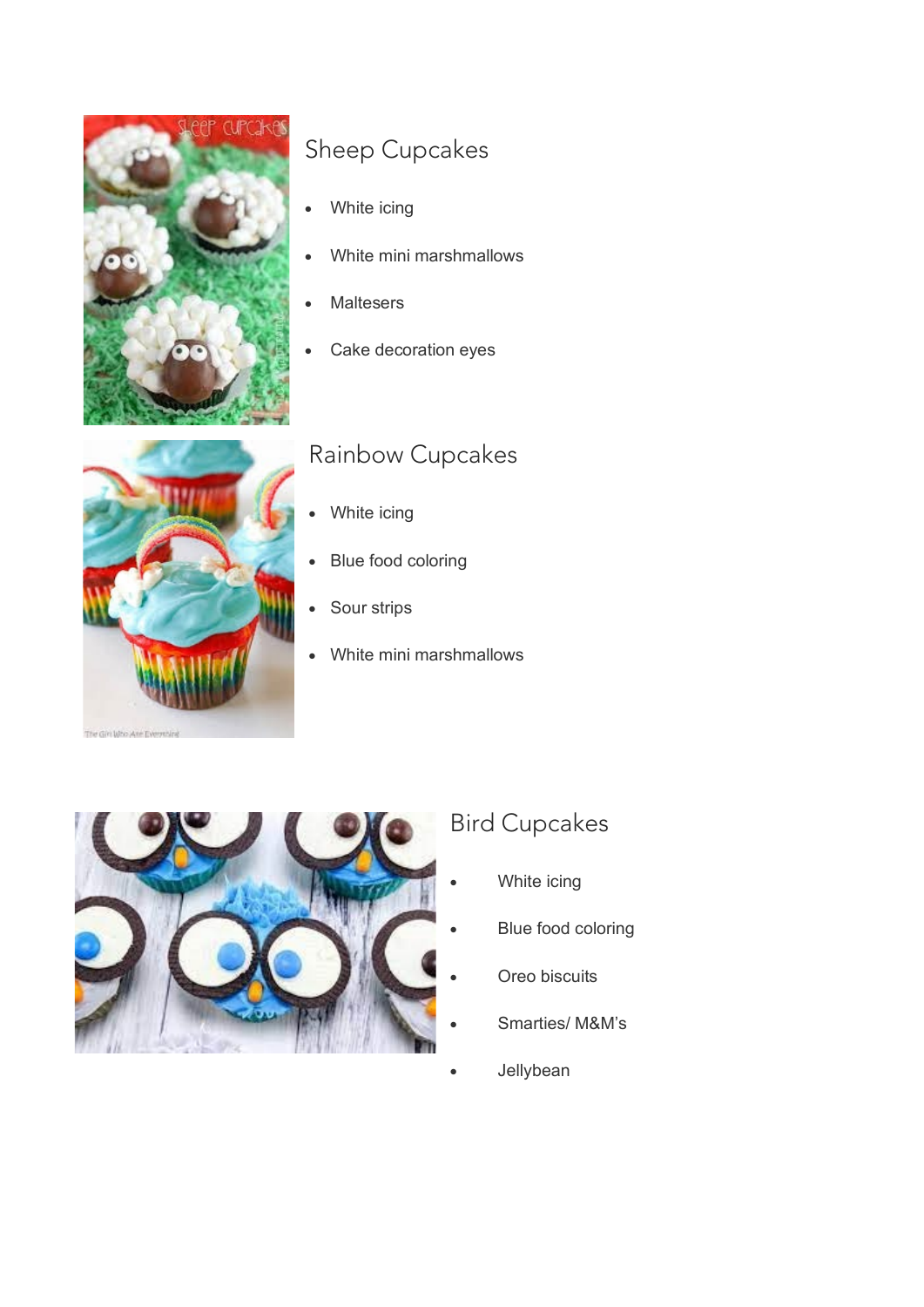## Sheep Cupcakes

- White icing
- White mini marshmallows
- Maltesers
- Cake decoration eyes

## Rainbow Cupcakes

- White icing
- Blue food coloring
- Sour strips
- White mini marshmallows

## Bird Cupcakes

- White icing
- Blue food coloring
- Oreo biscuits
- Smarties/ M&M's
- Jellybean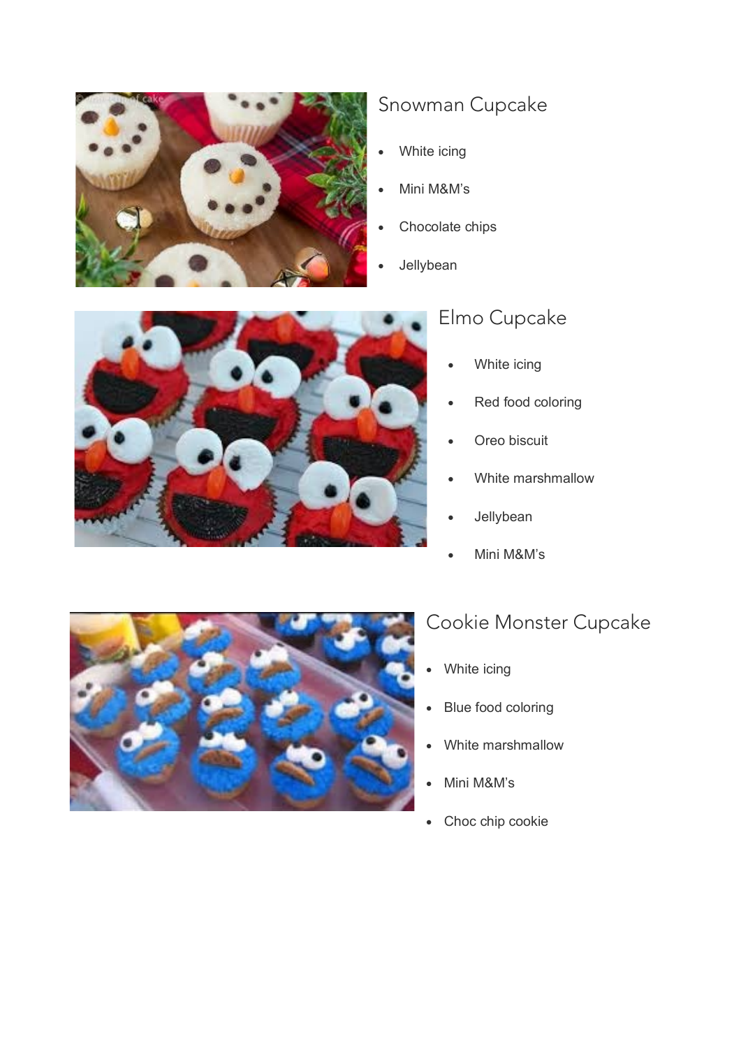## Snowman Cupcake

- White icing
- Mini M&M's
- Chocolate chips
- Jellybean

## Elmo Cupcake

- White icing
- Red food coloring
- Oreo biscuit
- White marshmallow
- Jellybean
- Mini M&M's

## Cookie Monster Cupcake

- White icing
- Blue food coloring
- White marshmallow
- Mini M&M's
- Choc chip cookie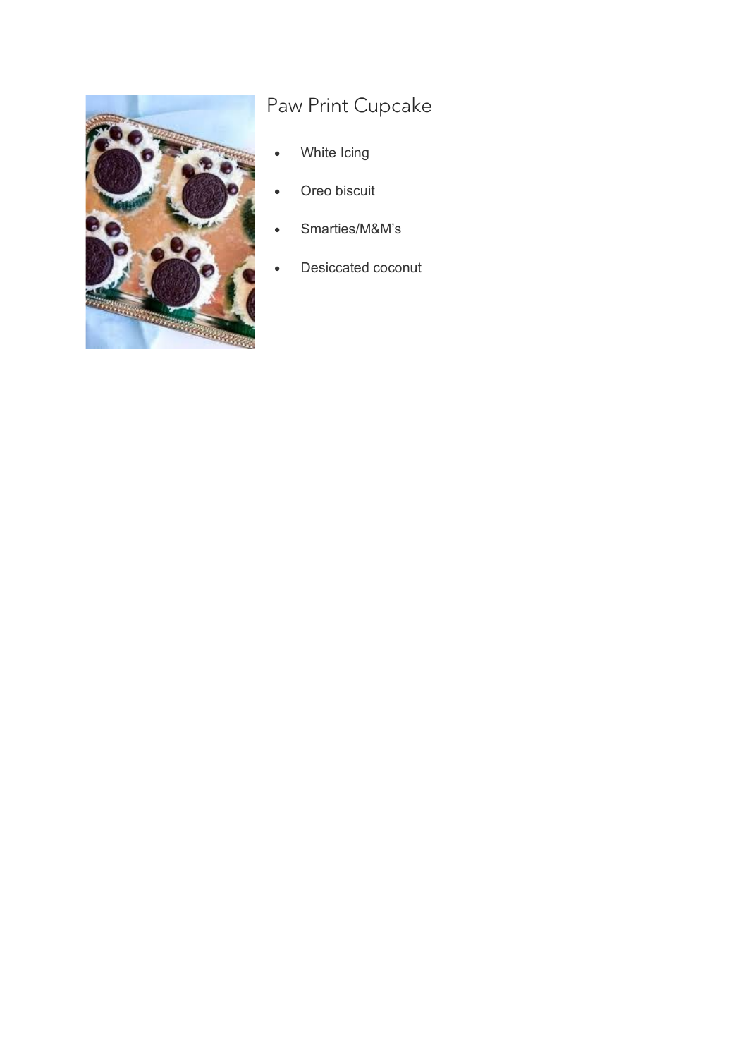# Paw Print Cupcake

- White Icing
- Oreo biscuit
- Smarties/M&M's
- Desiccated coconut